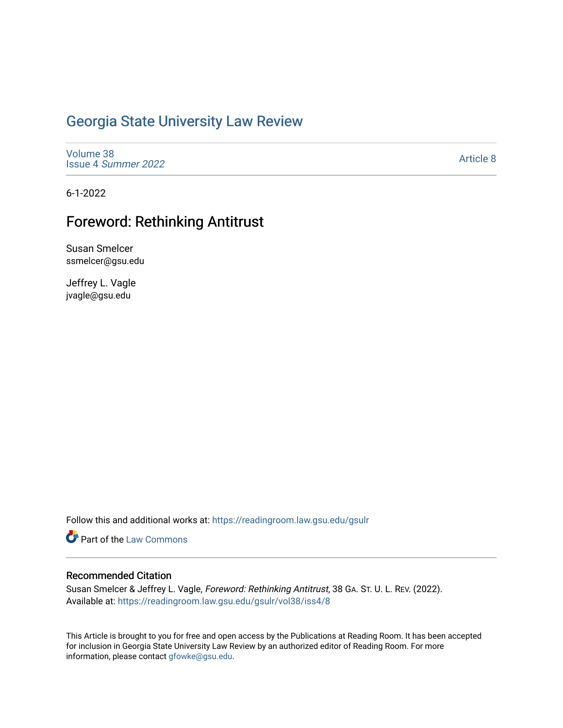# Georgia State University Law Review

Volume 38
Issue 4 *Summer 2022*

Article 8

6-1-2022

## Foreword: Rethinking Antitrust

Susan Smelcer
ssmelcer@gsu.edu

Jeffrey L. Vagle
jvagle@gsu.edu

Follow this and additional works at: https://readingroom.law.gsu.edu/gsulr

Part of the Law Commons

### Recommended Citation

Susan Smelcer & Jeffrey L. Vagle, *Foreword: Rethinking Antitrust*, 38 GA. ST. U. L. REV. (2022).
Available at: https://readingroom.law.gsu.edu/gsulr/vol38/iss4/8

This Article is brought to you for free and open access by the Publications at Reading Room. It has been accepted for inclusion in Georgia State University Law Review by an authorized editor of Reading Room. For more information, please contact gfowke@gsu.edu.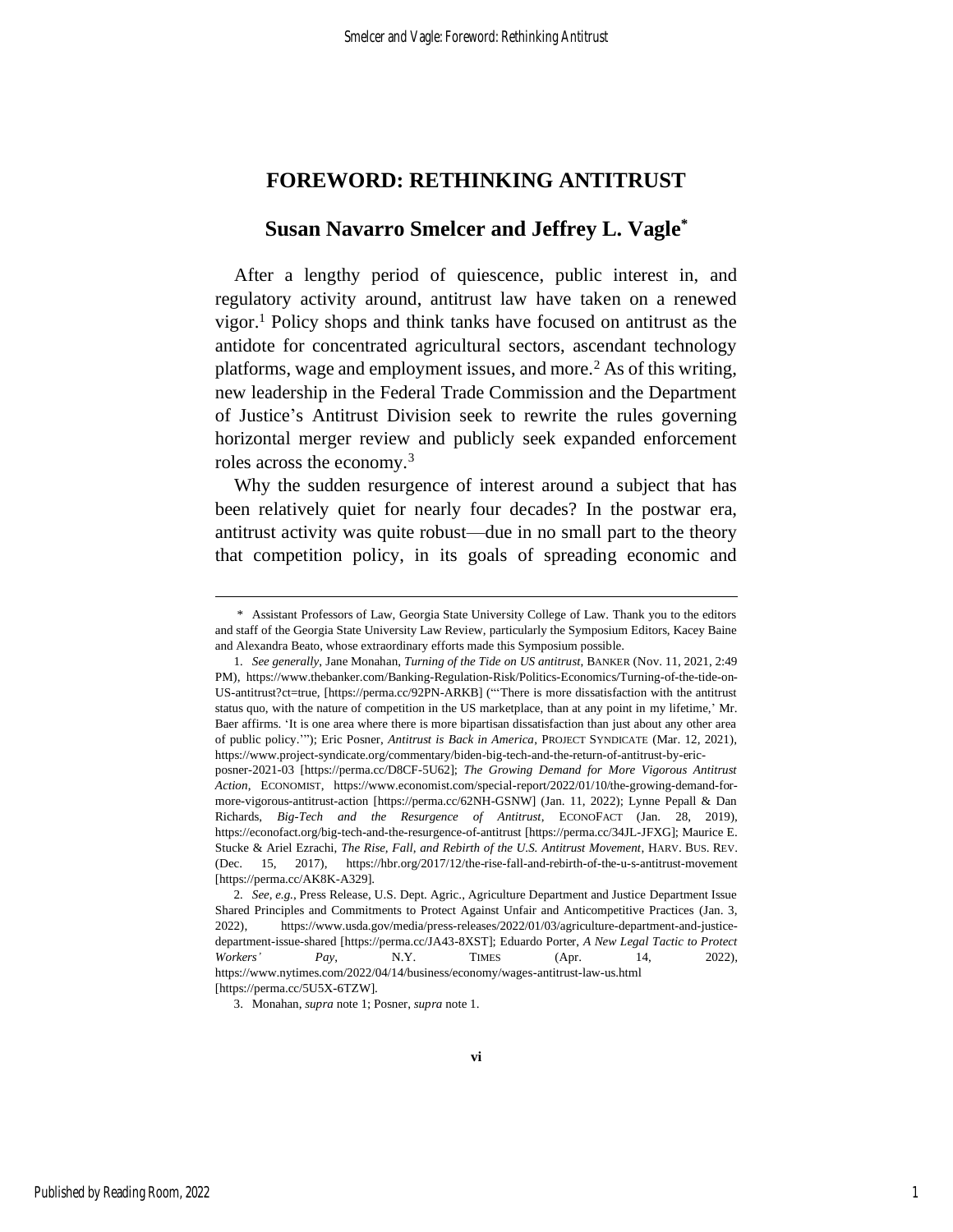# FOREWORD: RETHINKING ANTITRUST

## Susan Navarro Smelcer and Jeffrey L. Vagle*

After a lengthy period of quiescence, public interest in, and regulatory activity around, antitrust law have taken on a renewed vigor.[1] Policy shops and think tanks have focused on antitrust as the antidote for concentrated agricultural sectors, ascendant technology platforms, wage and employment issues, and more.[2] As of this writing, new leadership in the Federal Trade Commission and the Department of Justice's Antitrust Division seek to rewrite the rules governing horizontal merger review and publicly seek expanded enforcement roles across the economy.[3]

Why the sudden resurgence of interest around a subject that has been relatively quiet for nearly four decades? In the postwar era, antitrust activity was quite robust—due in no small part to the theory that competition policy, in its goals of spreading economic and

---

\* Assistant Professors of Law, Georgia State University College of Law. Thank you to the editors and staff of the Georgia State University Law Review, particularly the Symposium Editors, Kacey Baine and Alexandra Beato, whose extraordinary efforts made this Symposium possible.

1. *See generally*, Jane Monahan, *Turning of the Tide on US antitrust*, BANKER (Nov. 11, 2021, 2:49 PM), https://www.thebanker.com/Banking-Regulation-Risk/Politics-Economics/Turning-of-the-tide-on-US-antitrust?ct=true, [https://perma.cc/92PN-ARKB] ("'There is more dissatisfaction with the antitrust status quo, with the nature of competition in the US marketplace, than at any point in my lifetime,' Mr. Baer affirms. 'It is one area where there is more bipartisan dissatisfaction than just about any other area of public policy.'"); Eric Posner, *Antitrust is Back in America*, PROJECT SYNDICATE (Mar. 12, 2021), https://www.project-syndicate.org/commentary/biden-big-tech-and-the-return-of-antitrust-by-eric-posner-2021-03 [https://perma.cc/D8CF-5U62]; *The Growing Demand for More Vigorous Antitrust Action*, ECONOMIST, https://www.economist.com/special-report/2022/01/10/the-growing-demand-for-more-vigorous-antitrust-action [https://perma.cc/62NH-GSNW] (Jan. 11, 2022); Lynne Pepall & Dan Richards, *Big-Tech and the Resurgence of Antitrust*, ECONOFACT (Jan. 28, 2019), https://econofact.org/big-tech-and-the-resurgence-of-antitrust [https://perma.cc/34JL-JFXG]; Maurice E. Stucke & Ariel Ezrachi, *The Rise, Fall, and Rebirth of the U.S. Antitrust Movement*, HARV. BUS. REV. (Dec. 15, 2017), https://hbr.org/2017/12/the-rise-fall-and-rebirth-of-the-u-s-antitrust-movement [https://perma.cc/AK8K-A329].

2. *See, e.g.*, Press Release, U.S. Dept. Agric., Agriculture Department and Justice Department Issue Shared Principles and Commitments to Protect Against Unfair and Anticompetitive Practices (Jan. 3, 2022), https://www.usda.gov/media/press-releases/2022/01/03/agriculture-department-and-justice-department-issue-shared [https://perma.cc/JA43-8XST]; Eduardo Porter, *A New Legal Tactic to Protect Workers' Pay*, N.Y. TIMES (Apr. 14, 2022), https://www.nytimes.com/2022/04/14/business/economy/wages-antitrust-law-us.html [https://perma.cc/5U5X-6TZW].

3. Monahan, *supra* note 1; Posner, *supra* note 1.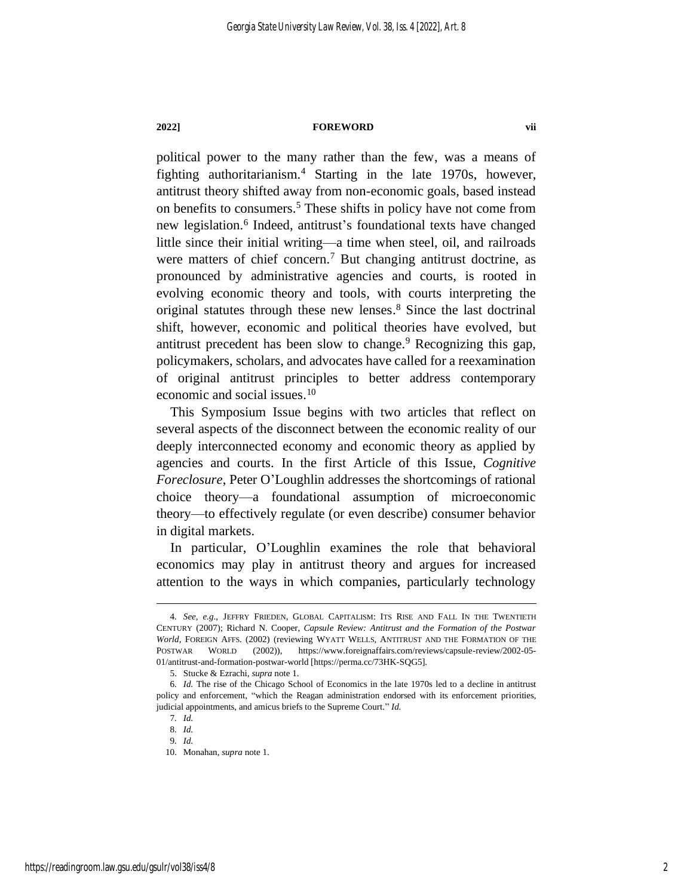political power to the many rather than the few, was a means of fighting authoritarianism.[4] Starting in the late 1970s, however, antitrust theory shifted away from non-economic goals, based instead on benefits to consumers.[5] These shifts in policy have not come from new legislation.[6] Indeed, antitrust's foundational texts have changed little since their initial writing—a time when steel, oil, and railroads were matters of chief concern.[7] But changing antitrust doctrine, as pronounced by administrative agencies and courts, is rooted in evolving economic theory and tools, with courts interpreting the original statutes through these new lenses.[8] Since the last doctrinal shift, however, economic and political theories have evolved, but antitrust precedent has been slow to change.[9] Recognizing this gap, policymakers, scholars, and advocates have called for a reexamination of original antitrust principles to better address contemporary economic and social issues.[10]

This Symposium Issue begins with two articles that reflect on several aspects of the disconnect between the economic reality of our deeply interconnected economy and economic theory as applied by agencies and courts. In the first Article of this Issue, *Cognitive Foreclosure*, Peter O'Loughlin addresses the shortcomings of rational choice theory—a foundational assumption of microeconomic theory—to effectively regulate (or even describe) consumer behavior in digital markets.

In particular, O'Loughlin examines the role that behavioral economics may play in antitrust theory and argues for increased attention to the ways in which companies, particularly technology

---

4. *See, e.g.*, JEFFRY FRIEDEN, GLOBAL CAPITALISM: ITS RISE AND FALL IN THE TWENTIETH CENTURY (2007); Richard N. Cooper, *Capsule Review: Antitrust and the Formation of the Postwar World*, FOREIGN AFFS. (2002) (reviewing WYATT WELLS, ANTITRUST AND THE FORMATION OF THE POSTWAR WORLD (2002)), https://www.foreignaffairs.com/reviews/capsule-review/2002-05-01/antitrust-and-formation-postwar-world [https://perma.cc/73HK-SQG5].

5. Stucke & Ezrachi, *supra* note 1.

6. *Id.* The rise of the Chicago School of Economics in the late 1970s led to a decline in antitrust policy and enforcement, "which the Reagan administration endorsed with its enforcement priorities, judicial appointments, and amicus briefs to the Supreme Court." *Id.*

7. *Id.*

8. *Id.*

9. *Id.*

10. Monahan, *supra* note 1.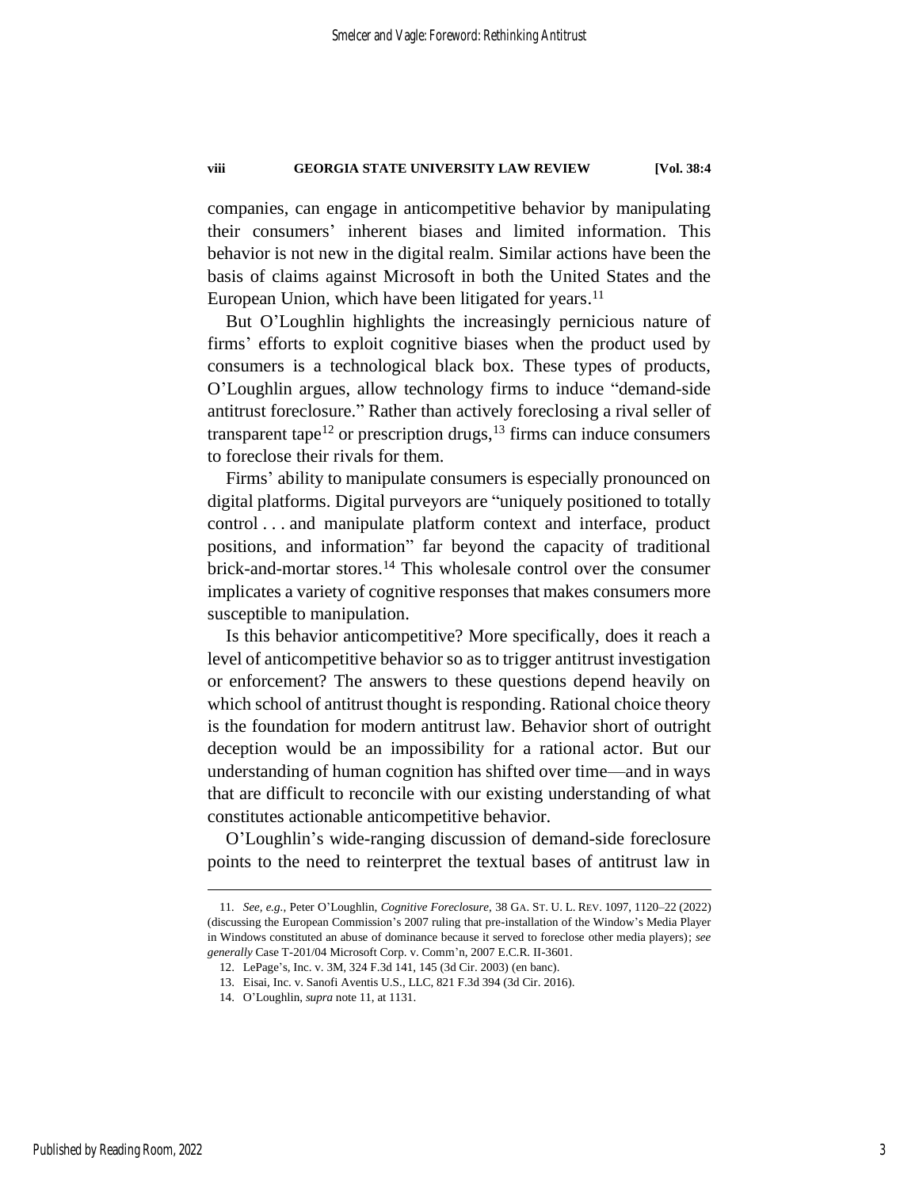companies, can engage in anticompetitive behavior by manipulating their consumers' inherent biases and limited information. This behavior is not new in the digital realm. Similar actions have been the basis of claims against Microsoft in both the United States and the European Union, which have been litigated for years.[11]

But O'Loughlin highlights the increasingly pernicious nature of firms' efforts to exploit cognitive biases when the product used by consumers is a technological black box. These types of products, O'Loughlin argues, allow technology firms to induce "demand-side antitrust foreclosure." Rather than actively foreclosing a rival seller of transparent tape[12] or prescription drugs,[13] firms can induce consumers to foreclose their rivals for them.

Firms' ability to manipulate consumers is especially pronounced on digital platforms. Digital purveyors are "uniquely positioned to totally control . . . and manipulate platform context and interface, product positions, and information" far beyond the capacity of traditional brick-and-mortar stores.[14] This wholesale control over the consumer implicates a variety of cognitive responses that makes consumers more susceptible to manipulation.

Is this behavior anticompetitive? More specifically, does it reach a level of anticompetitive behavior so as to trigger antitrust investigation or enforcement? The answers to these questions depend heavily on which school of antitrust thought is responding. Rational choice theory is the foundation for modern antitrust law. Behavior short of outright deception would be an impossibility for a rational actor. But our understanding of human cognition has shifted over time—and in ways that are difficult to reconcile with our existing understanding of what constitutes actionable anticompetitive behavior.

O'Loughlin's wide-ranging discussion of demand-side foreclosure points to the need to reinterpret the textual bases of antitrust law in

---

11. *See, e.g.*, Peter O'Loughlin, *Cognitive Foreclosure*, 38 GA. ST. U. L. REV. 1097, 1120–22 (2022) (discussing the European Commission's 2007 ruling that pre-installation of the Window's Media Player in Windows constituted an abuse of dominance because it served to foreclose other media players); *see generally* Case T-201/04 Microsoft Corp. v. Comm'n, 2007 E.C.R. II-3601.

12. LePage's, Inc. v. 3M, 324 F.3d 141, 145 (3d Cir. 2003) (en banc).

13. Eisai, Inc. v. Sanofi Aventis U.S., LLC, 821 F.3d 394 (3d Cir. 2016).

14. O'Loughlin, *supra* note 11, at 1131.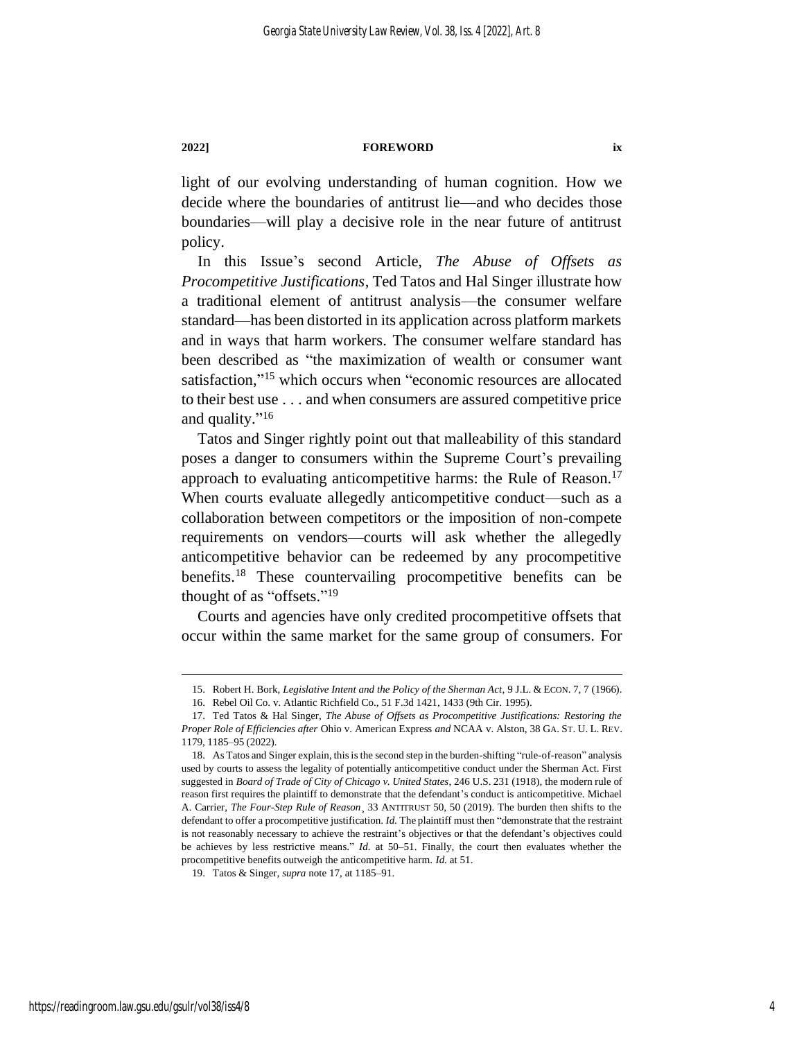light of our evolving understanding of human cognition. How we decide where the boundaries of antitrust lie—and who decides those boundaries—will play a decisive role in the near future of antitrust policy.

In this Issue's second Article, *The Abuse of Offsets as Procompetitive Justifications*, Ted Tatos and Hal Singer illustrate how a traditional element of antitrust analysis—the consumer welfare standard—has been distorted in its application across platform markets and in ways that harm workers. The consumer welfare standard has been described as "the maximization of wealth or consumer want satisfaction,"[15] which occurs when "economic resources are allocated to their best use . . . and when consumers are assured competitive price and quality."[16]

Tatos and Singer rightly point out that malleability of this standard poses a danger to consumers within the Supreme Court's prevailing approach to evaluating anticompetitive harms: the Rule of Reason.[17] When courts evaluate allegedly anticompetitive conduct—such as a collaboration between competitors or the imposition of non-compete requirements on vendors—courts will ask whether the allegedly anticompetitive behavior can be redeemed by any procompetitive benefits.[18] These countervailing procompetitive benefits can be thought of as "offsets."[19]

Courts and agencies have only credited procompetitive offsets that occur within the same market for the same group of consumers. For

---

15. Robert H. Bork, *Legislative Intent and the Policy of the Sherman Act*, 9 J.L. & ECON. 7, 7 (1966).

16. Rebel Oil Co. v. Atlantic Richfield Co., 51 F.3d 1421, 1433 (9th Cir. 1995).

17. Ted Tatos & Hal Singer, *The Abuse of Offsets as Procompetitive Justifications: Restoring the Proper Role of Efficiencies after* Ohio v. American Express *and* NCAA v. Alston, 38 GA. ST. U. L. REV. 1179, 1185–95 (2022).

18. As Tatos and Singer explain, this is the second step in the burden-shifting "rule-of-reason" analysis used by courts to assess the legality of potentially anticompetitive conduct under the Sherman Act. First suggested in *Board of Trade of City of Chicago v. United States*, 246 U.S. 231 (1918), the modern rule of reason first requires the plaintiff to demonstrate that the defendant's conduct is anticompetitive. Michael A. Carrier, *The Four-Step Rule of Reason*¸ 33 ANTITRUST 50, 50 (2019). The burden then shifts to the defendant to offer a procompetitive justification. *Id.* The plaintiff must then "demonstrate that the restraint is not reasonably necessary to achieve the restraint's objectives or that the defendant's objectives could be achieves by less restrictive means." *Id.* at 50–51. Finally, the court then evaluates whether the procompetitive benefits outweigh the anticompetitive harm. *Id.* at 51.

19. Tatos & Singer, *supra* note 17, at 1185–91.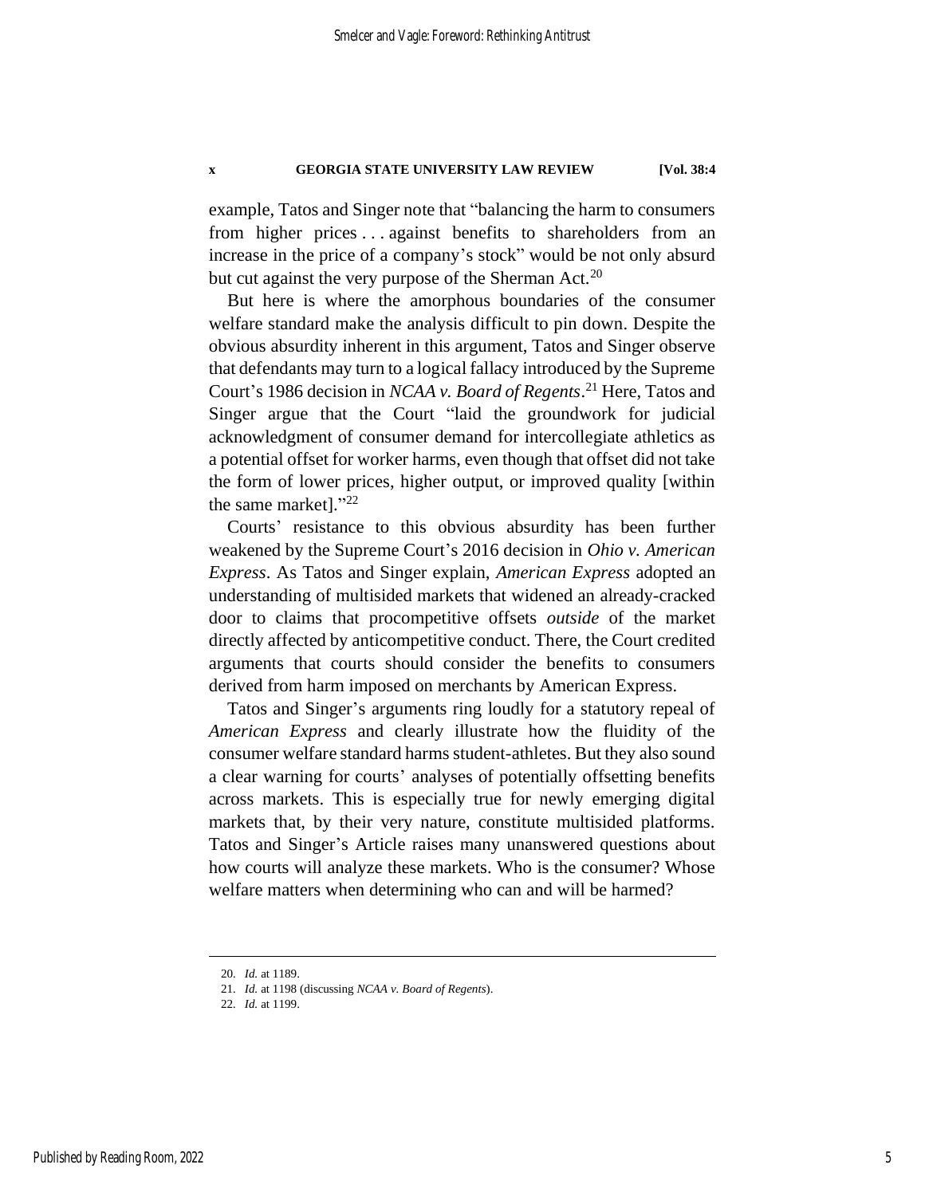example, Tatos and Singer note that "balancing the harm to consumers from higher prices . . . against benefits to shareholders from an increase in the price of a company's stock" would be not only absurd but cut against the very purpose of the Sherman Act.[20]

But here is where the amorphous boundaries of the consumer welfare standard make the analysis difficult to pin down. Despite the obvious absurdity inherent in this argument, Tatos and Singer observe that defendants may turn to a logical fallacy introduced by the Supreme Court's 1986 decision in *NCAA v. Board of Regents*.[21] Here, Tatos and Singer argue that the Court "laid the groundwork for judicial acknowledgment of consumer demand for intercollegiate athletics as a potential offset for worker harms, even though that offset did not take the form of lower prices, higher output, or improved quality [within the same market]."[22]

Courts' resistance to this obvious absurdity has been further weakened by the Supreme Court's 2016 decision in *Ohio v. American Express*. As Tatos and Singer explain, *American Express* adopted an understanding of multisided markets that widened an already-cracked door to claims that procompetitive offsets *outside* of the market directly affected by anticompetitive conduct. There, the Court credited arguments that courts should consider the benefits to consumers derived from harm imposed on merchants by American Express.

Tatos and Singer's arguments ring loudly for a statutory repeal of *American Express* and clearly illustrate how the fluidity of the consumer welfare standard harms student-athletes. But they also sound a clear warning for courts' analyses of potentially offsetting benefits across markets. This is especially true for newly emerging digital markets that, by their very nature, constitute multisided platforms. Tatos and Singer's Article raises many unanswered questions about how courts will analyze these markets. Who is the consumer? Whose welfare matters when determining who can and will be harmed?

---

20. *Id.* at 1189.

21. *Id.* at 1198 (discussing *NCAA v. Board of Regents*).

22. *Id.* at 1199.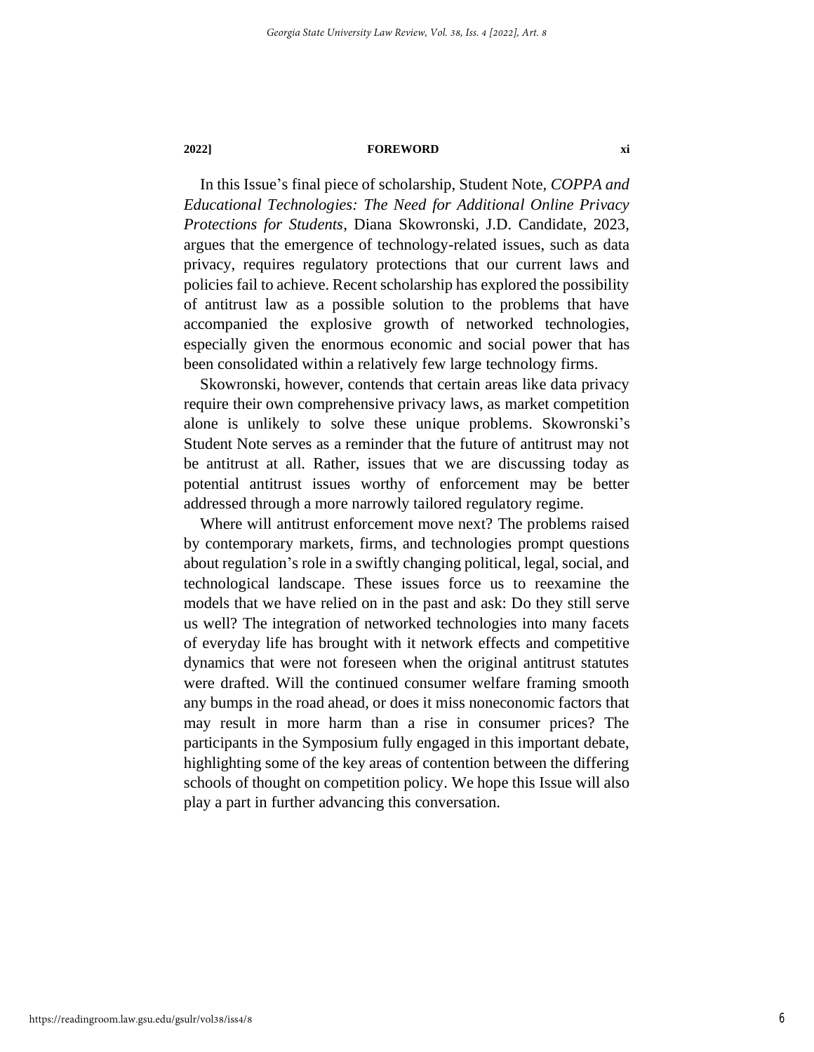In this Issue's final piece of scholarship, Student Note, *COPPA and Educational Technologies: The Need for Additional Online Privacy Protections for Students*, Diana Skowronski, J.D. Candidate, 2023, argues that the emergence of technology-related issues, such as data privacy, requires regulatory protections that our current laws and policies fail to achieve. Recent scholarship has explored the possibility of antitrust law as a possible solution to the problems that have accompanied the explosive growth of networked technologies, especially given the enormous economic and social power that has been consolidated within a relatively few large technology firms.

Skowronski, however, contends that certain areas like data privacy require their own comprehensive privacy laws, as market competition alone is unlikely to solve these unique problems. Skowronski's Student Note serves as a reminder that the future of antitrust may not be antitrust at all. Rather, issues that we are discussing today as potential antitrust issues worthy of enforcement may be better addressed through a more narrowly tailored regulatory regime.

Where will antitrust enforcement move next? The problems raised by contemporary markets, firms, and technologies prompt questions about regulation's role in a swiftly changing political, legal, social, and technological landscape. These issues force us to reexamine the models that we have relied on in the past and ask: Do they still serve us well? The integration of networked technologies into many facets of everyday life has brought with it network effects and competitive dynamics that were not foreseen when the original antitrust statutes were drafted. Will the continued consumer welfare framing smooth any bumps in the road ahead, or does it miss noneconomic factors that may result in more harm than a rise in consumer prices? The participants in the Symposium fully engaged in this important debate, highlighting some of the key areas of contention between the differing schools of thought on competition policy. We hope this Issue will also play a part in further advancing this conversation.